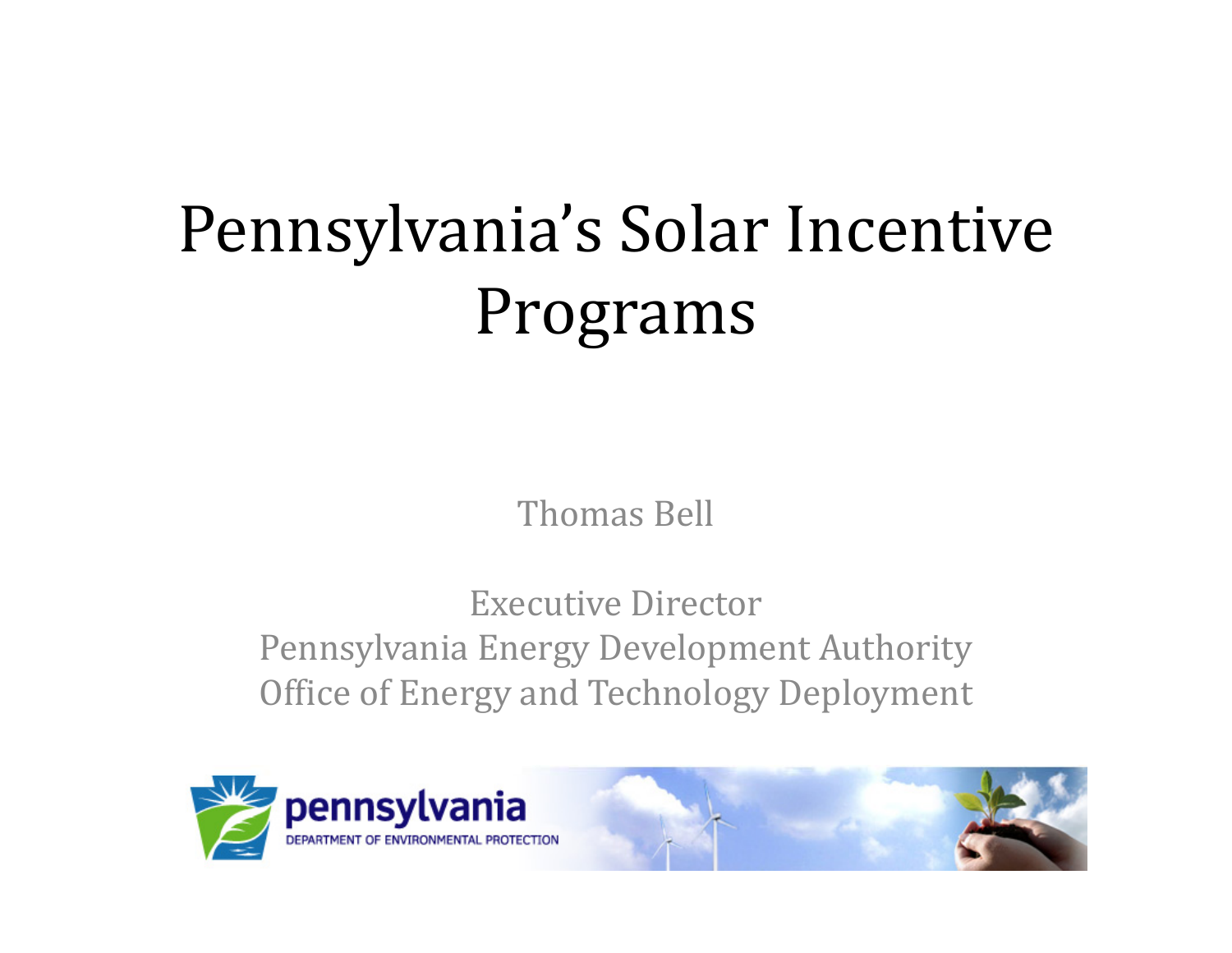# Pennsylvania's Solar Incentive Programs

Thomas Bell

Executive Director
Pennsylvania Energy Development Authority
Office of Energy and Technology Deployment

pennsylvania
DEPARTMENT OF ENVIRONMENTAL PROTECTION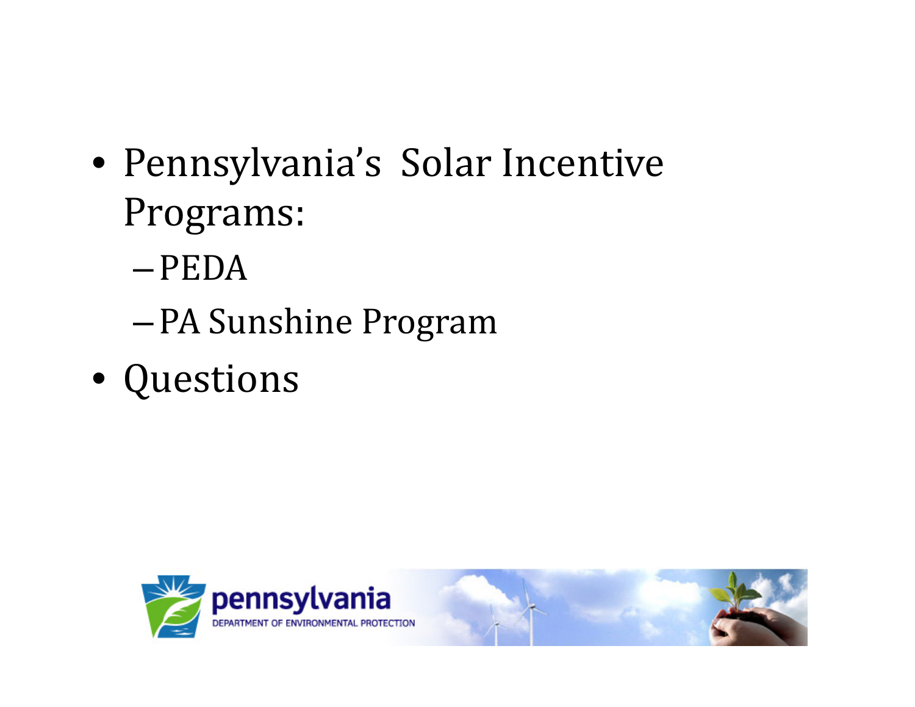- Pennsylvania's Solar Incentive Programs:
  - PEDA
  - PA Sunshine Program
- Questions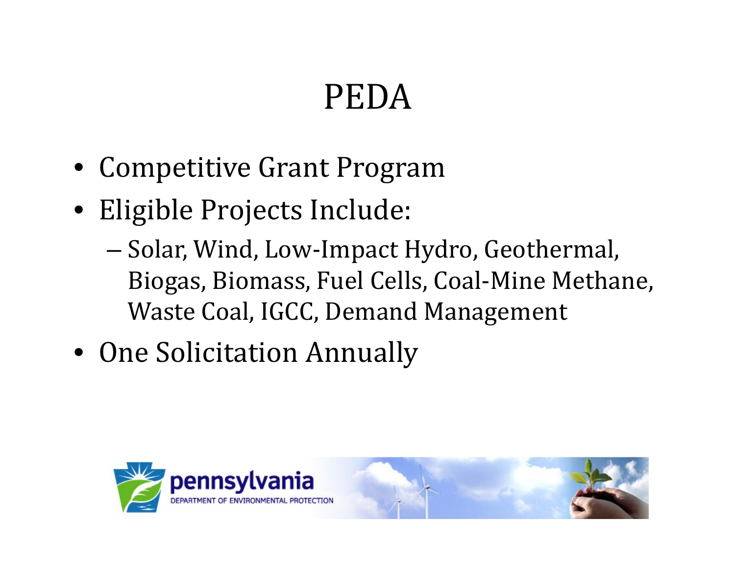# PEDA

- Competitive Grant Program
- Eligible Projects Include:
  - Solar, Wind, Low-Impact Hydro, Geothermal, Biogas, Biomass, Fuel Cells, Coal-Mine Methane, Waste Coal, IGCC, Demand Management
- One Solicitation Annually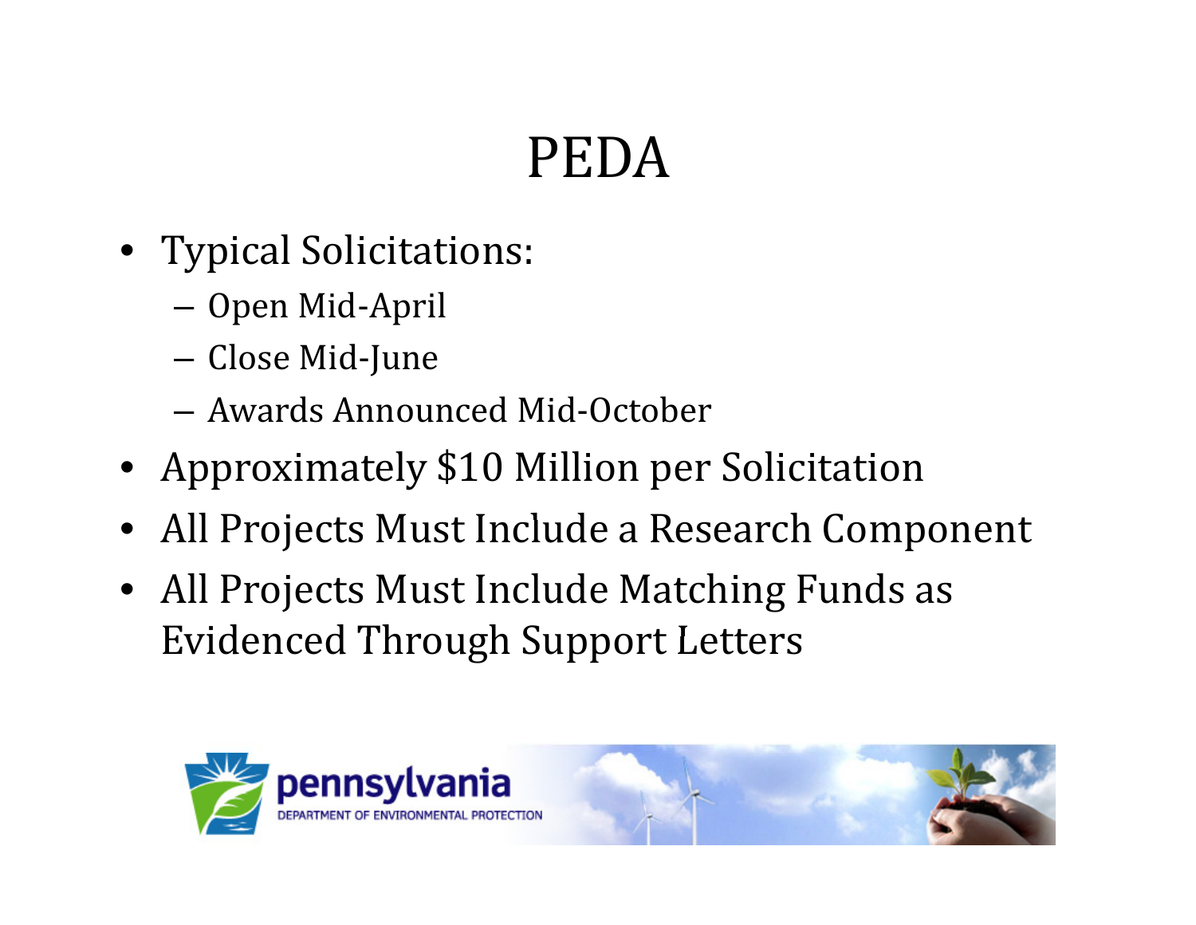# PEDA

- Typical Solicitations:
  - Open Mid-April
  - Close Mid-June
  - Awards Announced Mid-October
- Approximately $10 Million per Solicitation
- All Projects Must Include a Research Component
- All Projects Must Include Matching Funds as Evidenced Through Support Letters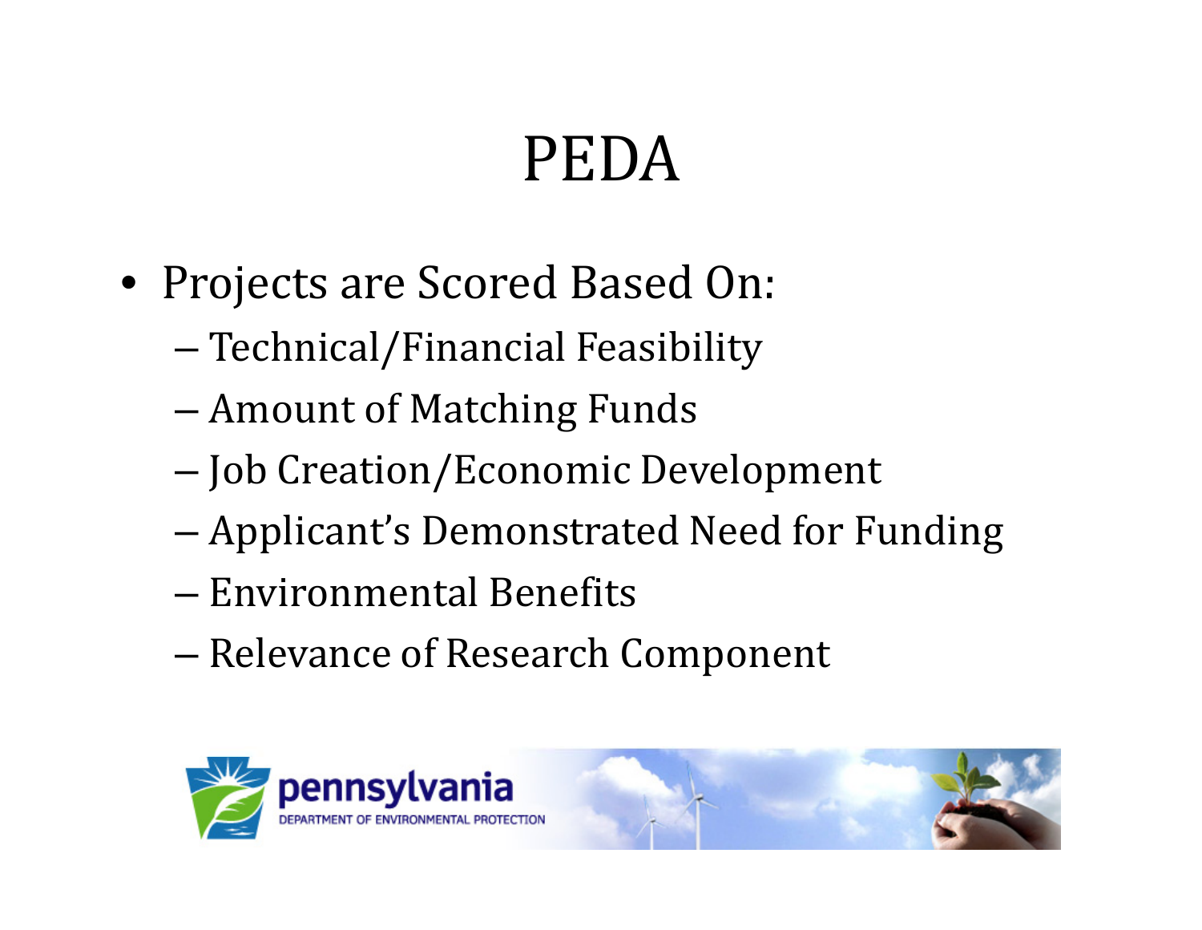# PEDA

- Projects are Scored Based On:
  - Technical/Financial Feasibility
  - Amount of Matching Funds
  - Job Creation/Economic Development
  - Applicant's Demonstrated Need for Funding
  - Environmental Benefits
  - Relevance of Research Component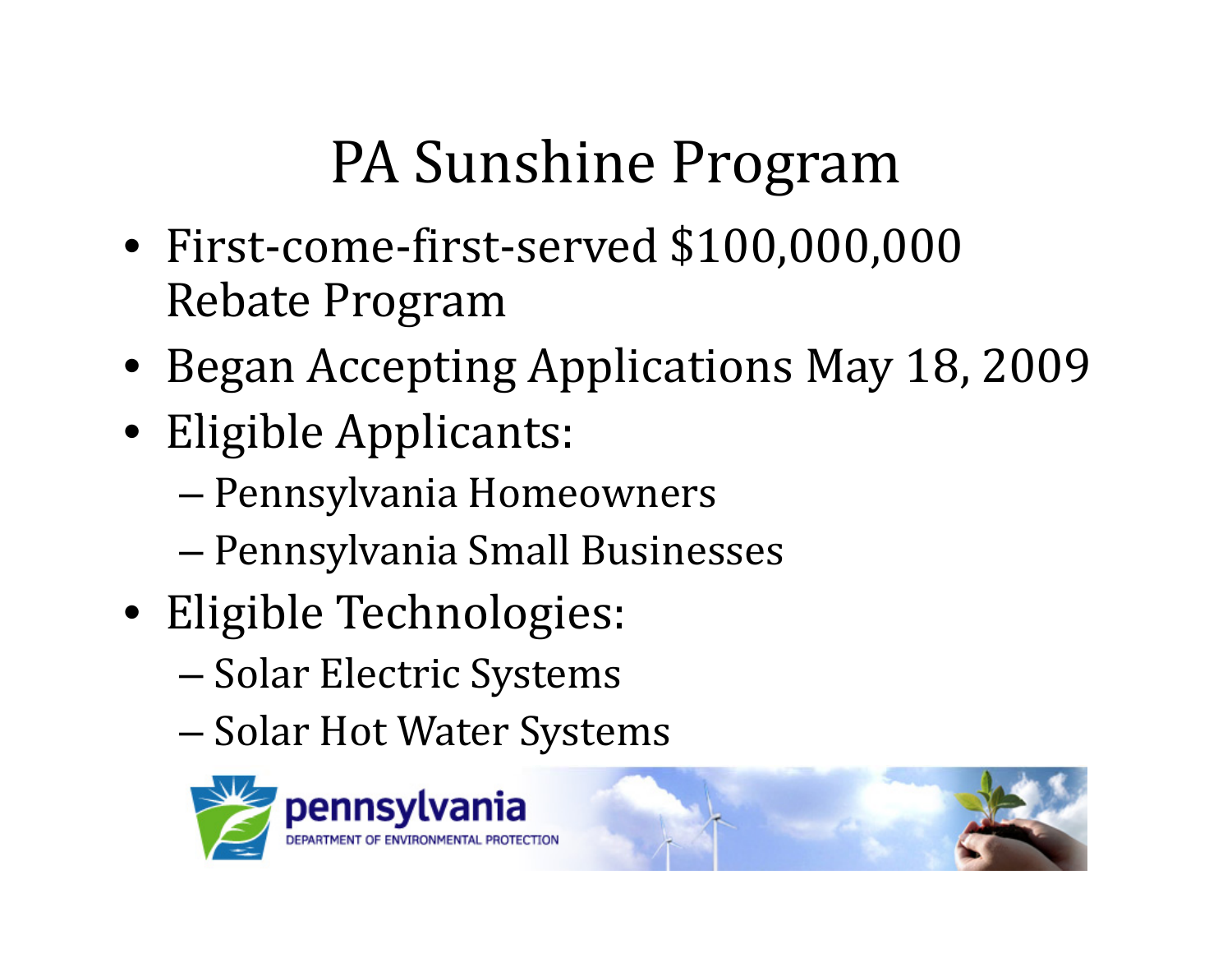# PA Sunshine Program

- First-come-first-served $100,000,000 Rebate Program
- Began Accepting Applications May 18, 2009
- Eligible Applicants:
  - Pennsylvania Homeowners
  - Pennsylvania Small Businesses
- Eligible Technologies:
  - Solar Electric Systems
  - Solar Hot Water Systems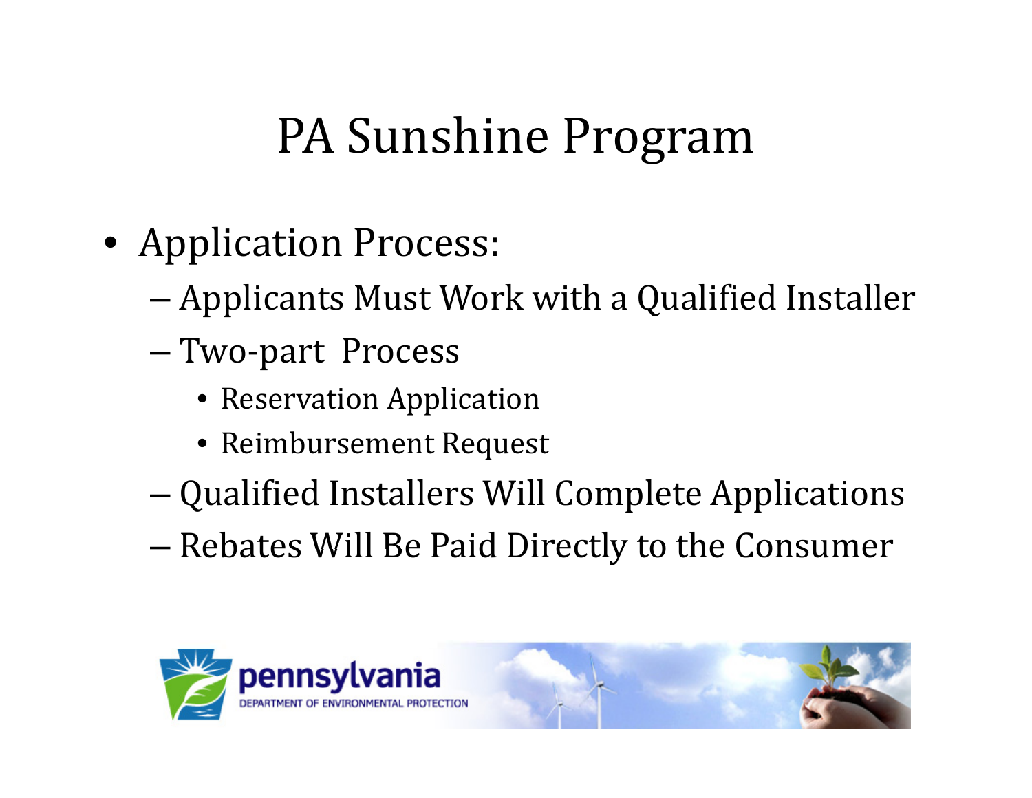# PA Sunshine Program

- Application Process:
  - Applicants Must Work with a Qualified Installer
  - Two-part Process
    - Reservation Application
    - Reimbursement Request
  - Qualified Installers Will Complete Applications
  - Rebates Will Be Paid Directly to the Consumer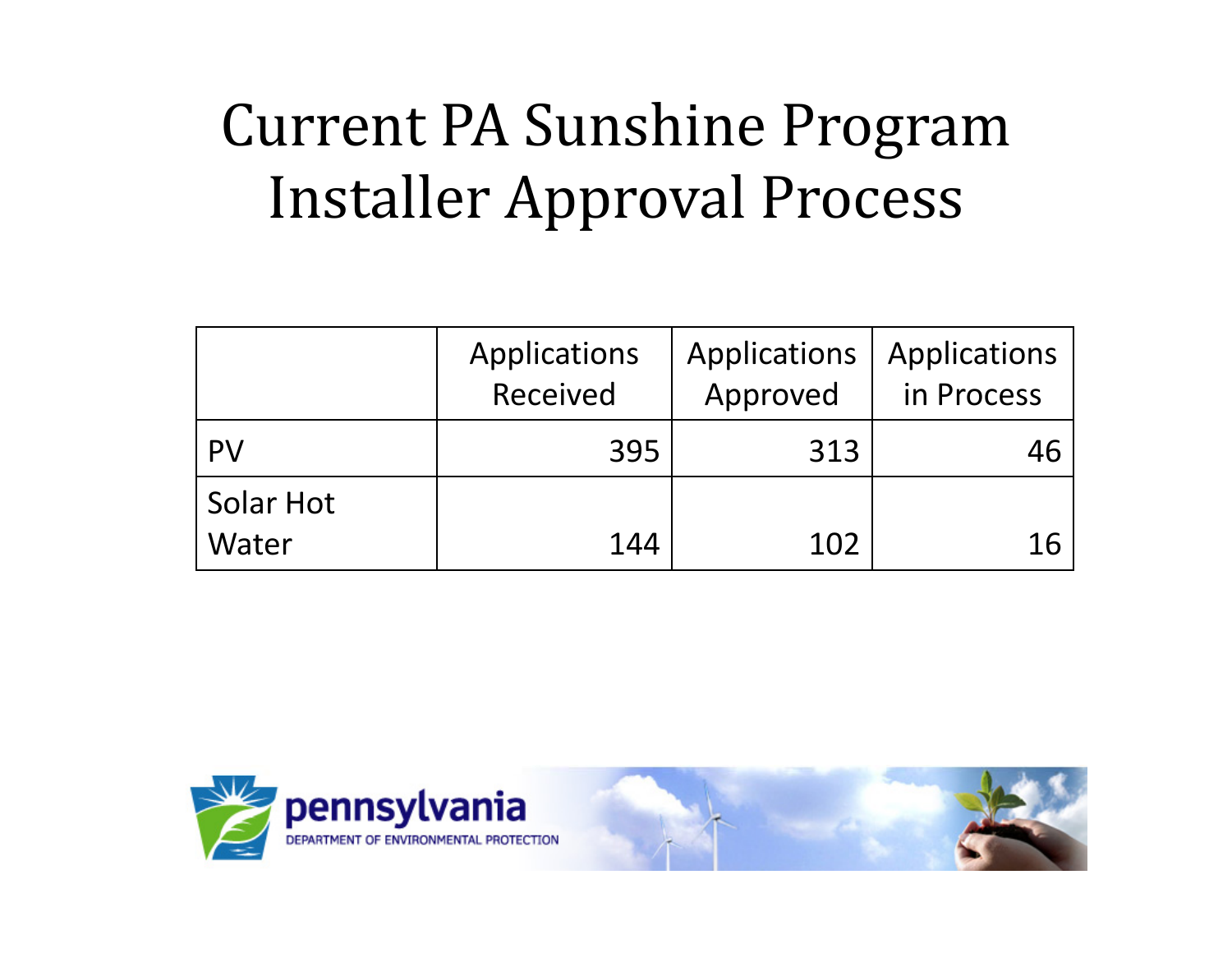# Current PA Sunshine Program Installer Approval Process

| | Applications Received | Applications Approved | Applications in Process |
|---|---|---|---|
| PV | 395 | 313 | 46 |
| Solar Hot Water | 144 | 102 | 16 |

pennsylvania
DEPARTMENT OF ENVIRONMENTAL PROTECTION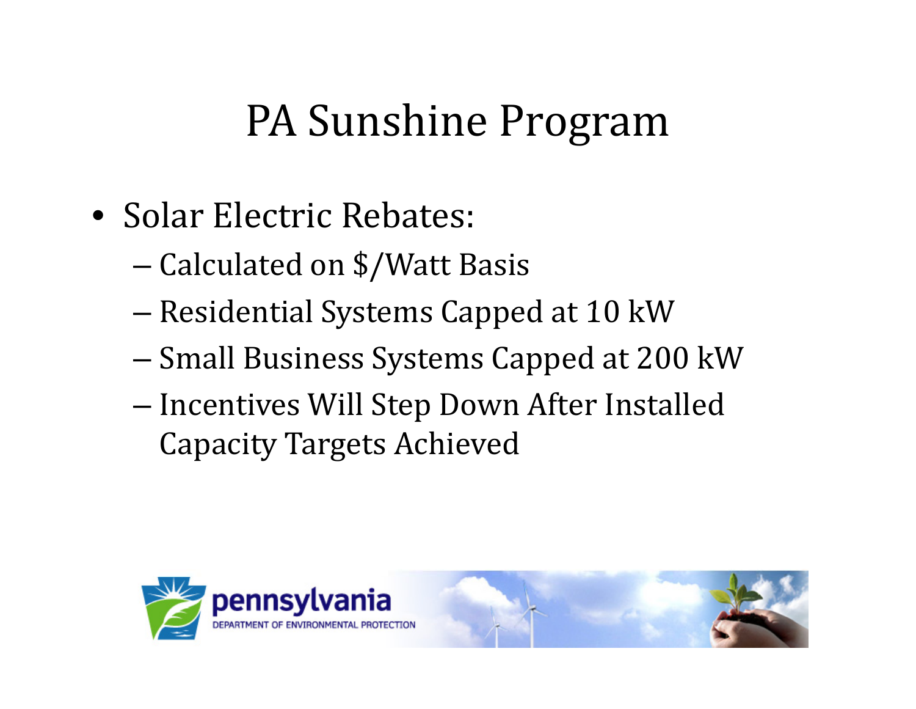# PA Sunshine Program

- Solar Electric Rebates:
  - Calculated on $/Watt Basis
  - Residential Systems Capped at 10 kW
  - Small Business Systems Capped at 200 kW
  - Incentives Will Step Down After Installed Capacity Targets Achieved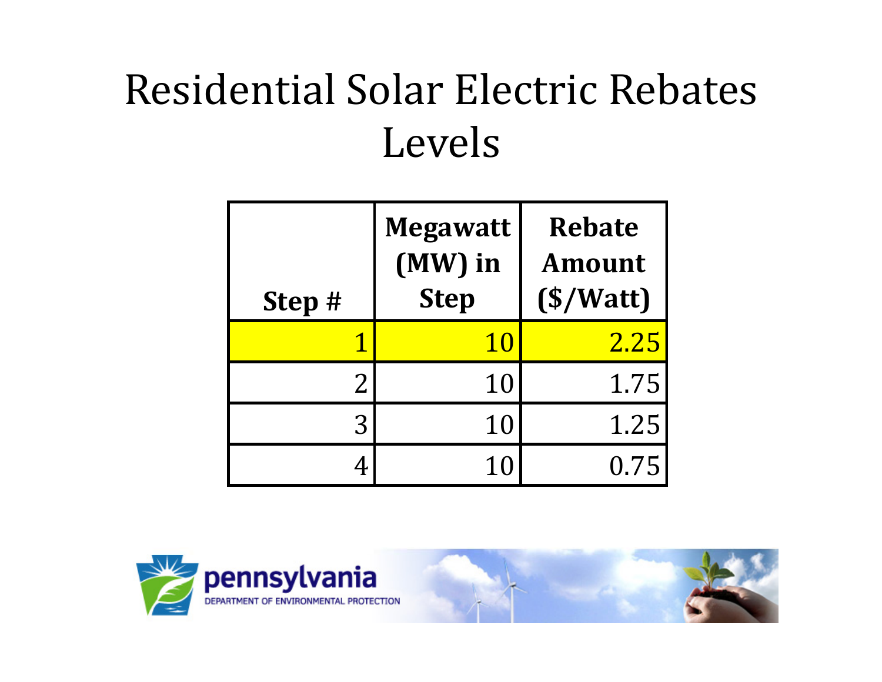# Residential Solar Electric Rebates Levels

| Step # | Megawatt (MW) in Step | Rebate Amount ($/Watt) |
|---|---|---|
| 1 | 10 | 2.25 |
| 2 | 10 | 1.75 |
| 3 | 10 | 1.25 |
| 4 | 10 | 0.75 |

pennsylvania
DEPARTMENT OF ENVIRONMENTAL PROTECTION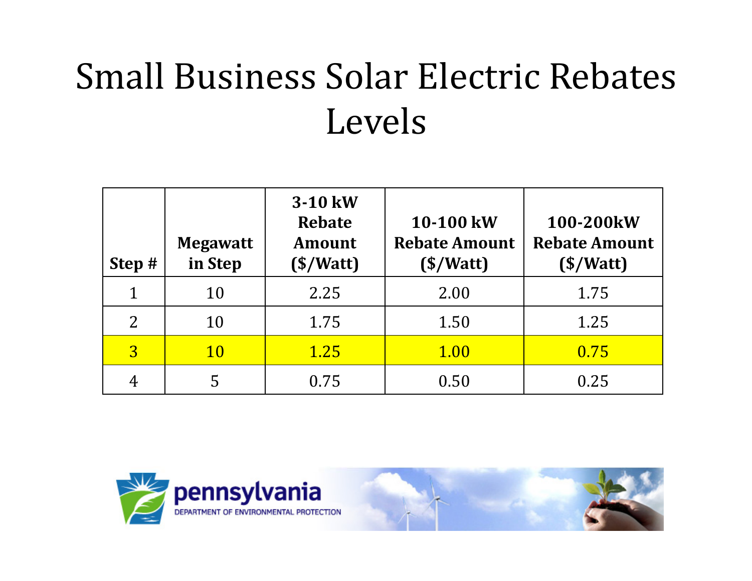# Small Business Solar Electric Rebates Levels

| Step # | Megawatt in Step | 3-10 kW Rebate Amount ($/Watt) | 10-100 kW Rebate Amount ($/Watt) | 100-200kW Rebate Amount ($/Watt) |
|---|---|---|---|---|
| 1 | 10 | 2.25 | 2.00 | 1.75 |
| 2 | 10 | 1.75 | 1.50 | 1.25 |
| 3 | 10 | 1.25 | 1.00 | 0.75 |
| 4 | 5 | 0.75 | 0.50 | 0.25 |

pennsylvania
DEPARTMENT OF ENVIRONMENTAL PROTECTION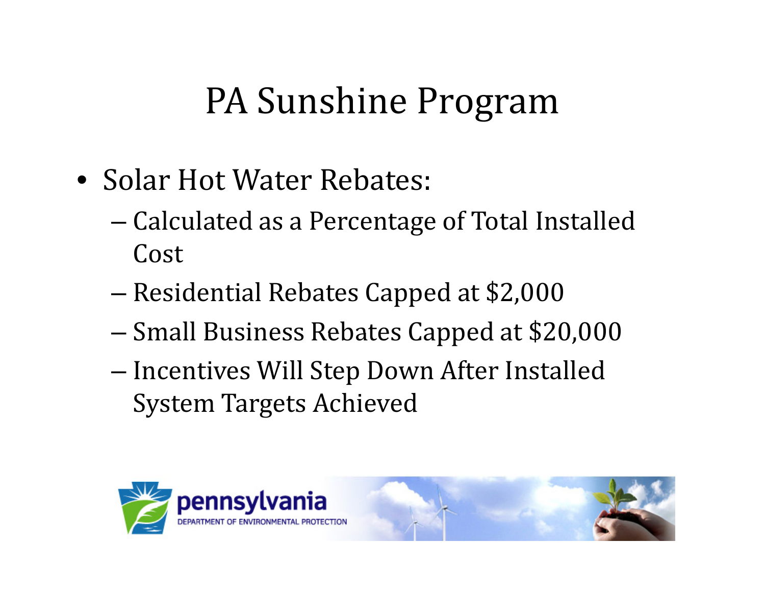# PA Sunshine Program

- Solar Hot Water Rebates:
  - Calculated as a Percentage of Total Installed Cost
  - Residential Rebates Capped at $2,000
  - Small Business Rebates Capped at $20,000
  - Incentives Will Step Down After Installed System Targets Achieved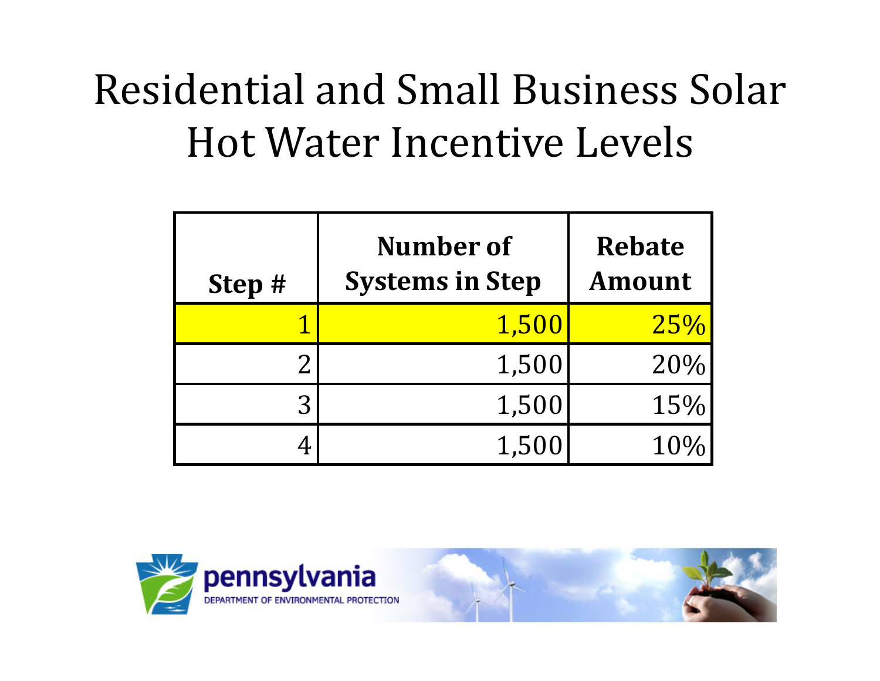# Residential and Small Business Solar Hot Water Incentive Levels

| Step # | Number of Systems in Step | Rebate Amount |
|---:|---:|---:|
| 1 | 1,500 | 25% |
| 2 | 1,500 | 20% |
| 3 | 1,500 | 15% |
| 4 | 1,500 | 10% |

pennsylvania
DEPARTMENT OF ENVIRONMENTAL PROTECTION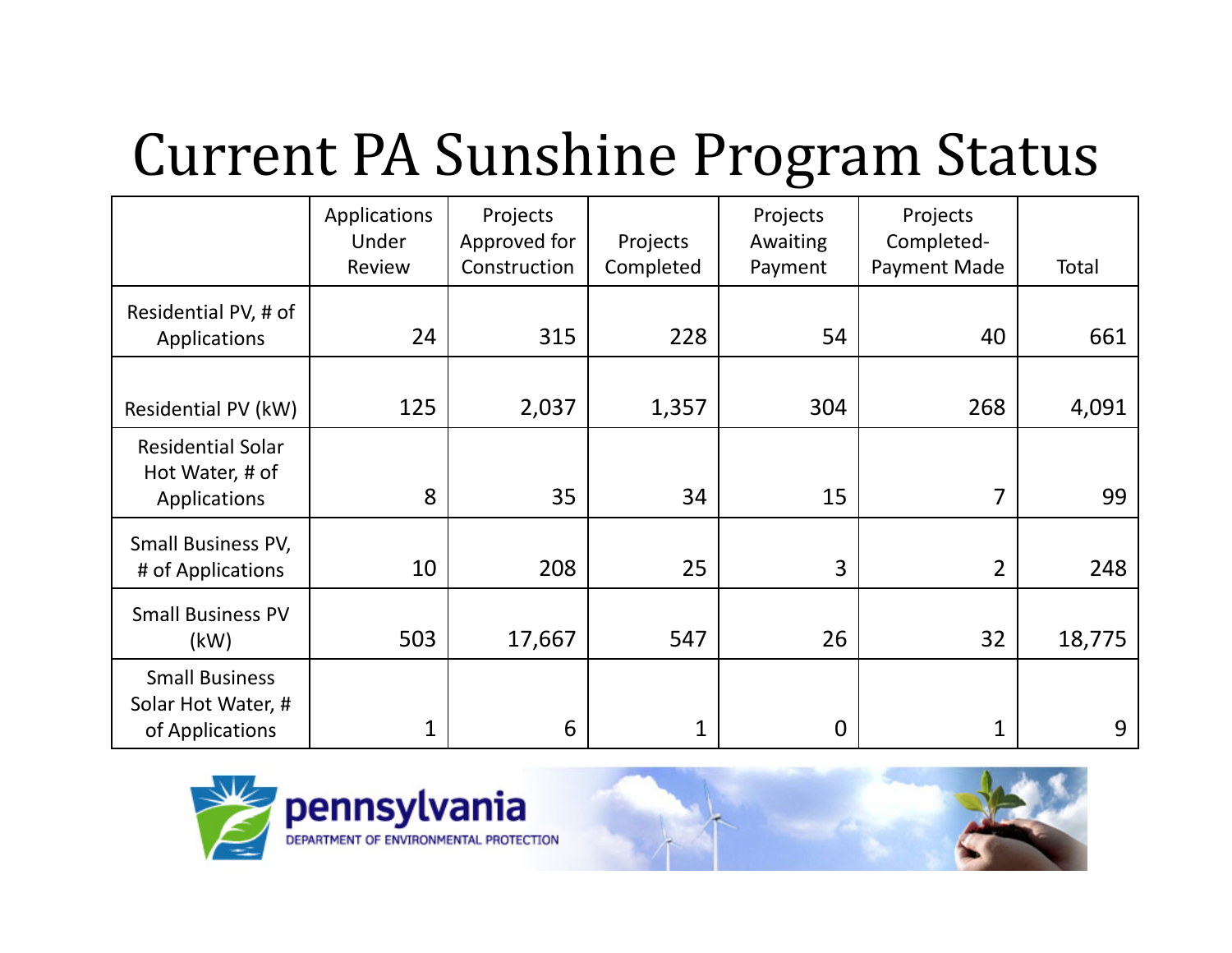# Current PA Sunshine Program Status

| | Applications Under Review | Projects Approved for Construction | Projects Completed | Projects Awaiting Payment | Projects Completed- Payment Made | Total |
|---|---|---|---|---|---|---|
| Residential PV, # of Applications | 24 | 315 | 228 | 54 | 40 | 661 |
| Residential PV (kW) | 125 | 2,037 | 1,357 | 304 | 268 | 4,091 |
| Residential Solar Hot Water, # of Applications | 8 | 35 | 34 | 15 | 7 | 99 |
| Small Business PV, # of Applications | 10 | 208 | 25 | 3 | 2 | 248 |
| Small Business PV (kW) | 503 | 17,667 | 547 | 26 | 32 | 18,775 |
| Small Business Solar Hot Water, # of Applications | 1 | 6 | 1 | 0 | 1 | 9 |

pennsylvania
DEPARTMENT OF ENVIRONMENTAL PROTECTION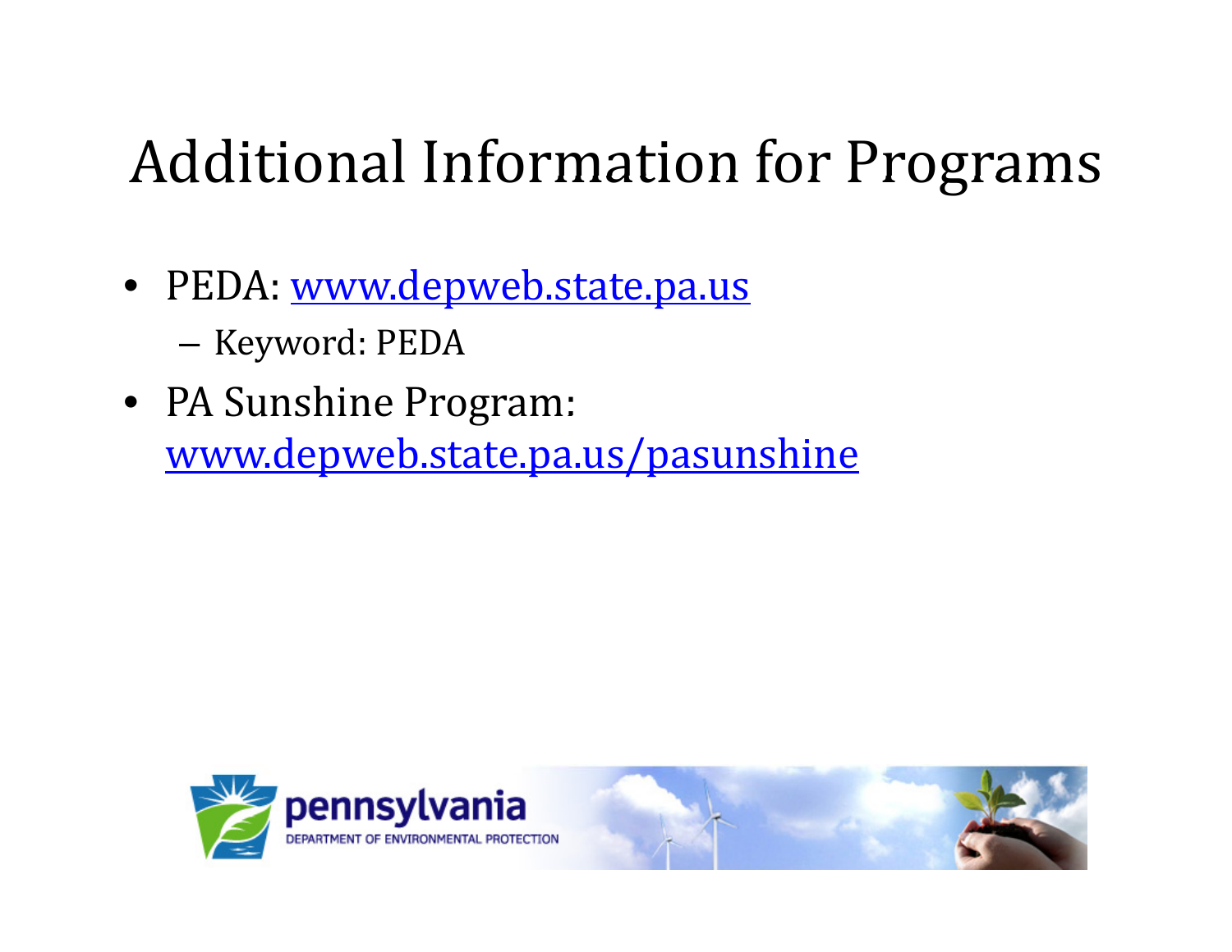# Additional Information for Programs

- PEDA: www.depweb.state.pa.us
  - Keyword: PEDA
- PA Sunshine Program: www.depweb.state.pa.us/pasunshine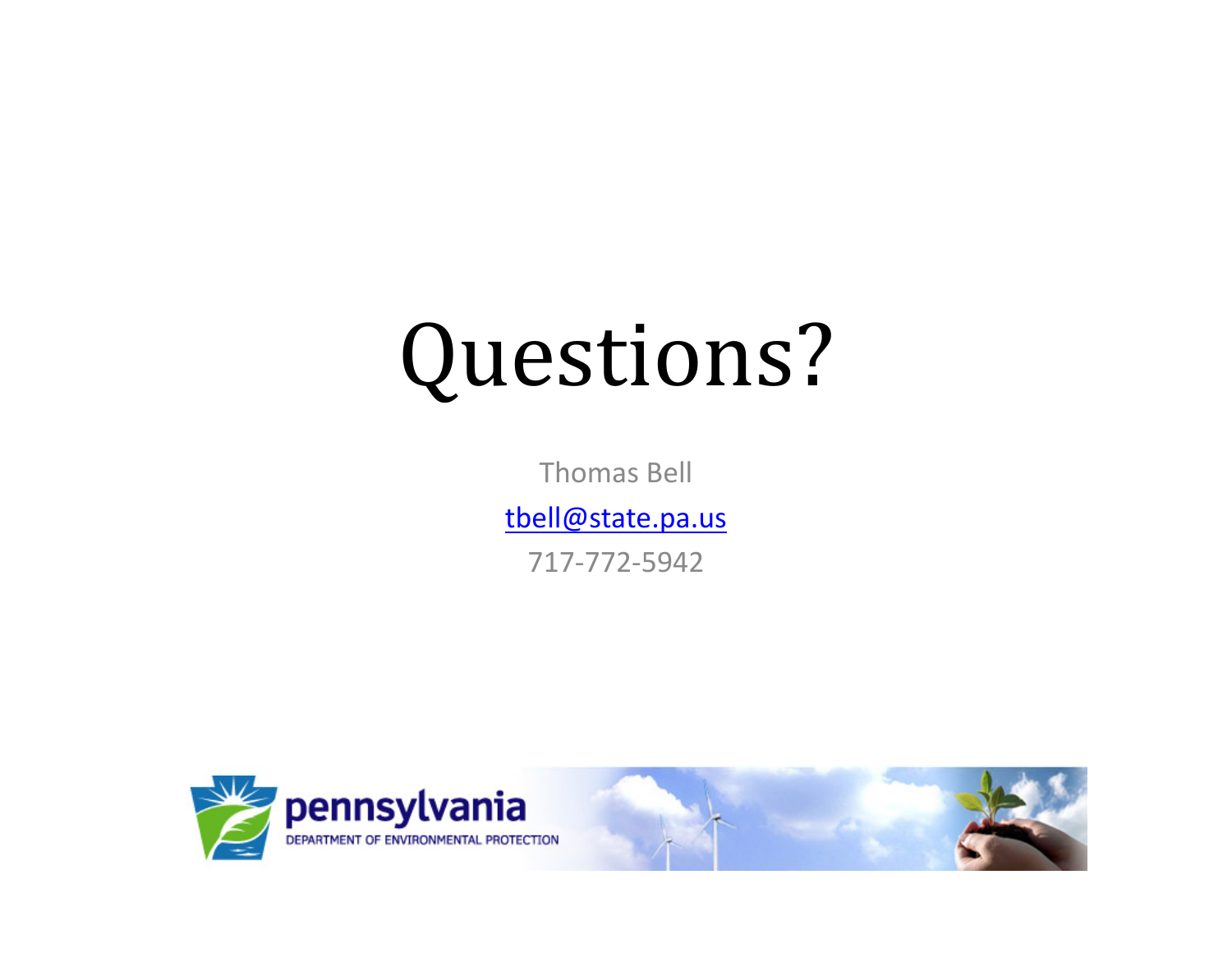# Questions?

Thomas Bell

tbell@state.pa.us

717-772-5942

pennsylvania
DEPARTMENT OF ENVIRONMENTAL PROTECTION